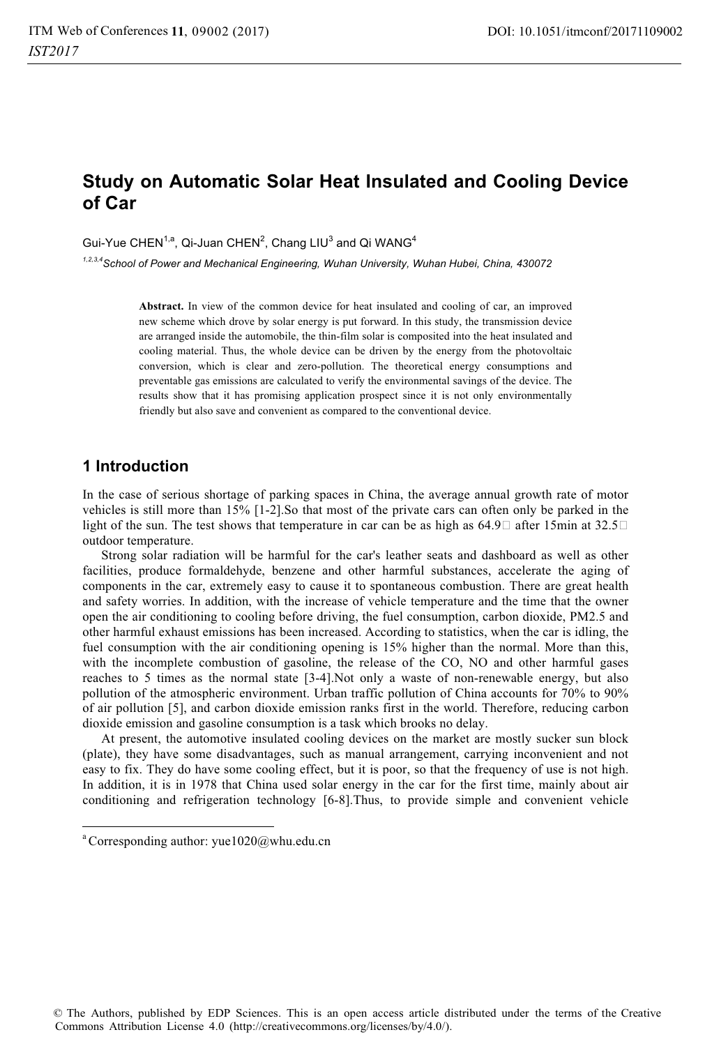# Study on Automatic Solar Heat Insulated and Cooling Device of Car

Gui-Yue CHEN[1,a], Qi-Juan CHEN[2], Chang LIU[3] and Qi WANG[4]

[1,2,3,4]*School of Power and Mechanical Engineering, Wuhan University, Wuhan Hubei, China, 430072*

**Abstract.** In view of the common device for heat insulated and cooling of car, an improved new scheme which drove by solar energy is put forward. In this study, the transmission device are arranged inside the automobile, the thin-film solar is composited into the heat insulated and cooling material. Thus, the whole device can be driven by the energy from the photovoltaic conversion, which is clear and zero-pollution. The theoretical energy consumptions and preventable gas emissions are calculated to verify the environmental savings of the device. The results show that it has promising application prospect since it is not only environmentally friendly but also save and convenient as compared to the conventional device.

## 1 Introduction

In the case of serious shortage of parking spaces in China, the average annual growth rate of motor vehicles is still more than 15% [1-2].So that most of the private cars can often only be parked in the light of the sun. The test shows that temperature in car can be as high as 64.9℃ after 15min at 32.5℃ outdoor temperature.

Strong solar radiation will be harmful for the car's leather seats and dashboard as well as other facilities, produce formaldehyde, benzene and other harmful substances, accelerate the aging of components in the car, extremely easy to cause it to spontaneous combustion. There are great health and safety worries. In addition, with the increase of vehicle temperature and the time that the owner open the air conditioning to cooling before driving, the fuel consumption, carbon dioxide, PM2.5 and other harmful exhaust emissions has been increased. According to statistics, when the car is idling, the fuel consumption with the air conditioning opening is 15% higher than the normal. More than this, with the incomplete combustion of gasoline, the release of the CO, NO and other harmful gases reaches to 5 times as the normal state [3-4].Not only a waste of non-renewable energy, but also pollution of the atmospheric environment. Urban traffic pollution of China accounts for 70% to 90% of air pollution [5], and carbon dioxide emission ranks first in the world. Therefore, reducing carbon dioxide emission and gasoline consumption is a task which brooks no delay.

At present, the automotive insulated cooling devices on the market are mostly sucker sun block (plate), they have some disadvantages, such as manual arrangement, carrying inconvenient and not easy to fix. They do have some cooling effect, but it is poor, so that the frequency of use is not high. In addition, it is in 1978 that China used solar energy in the car for the first time, mainly about air conditioning and refrigeration technology [6-8].Thus, to provide simple and convenient vehicle

[a] Corresponding author: yue1020@whu.edu.cn

© The Authors, published by EDP Sciences. This is an open access article distributed under the terms of the Creative Commons Attribution License 4.0 (http://creativecommons.org/licenses/by/4.0/).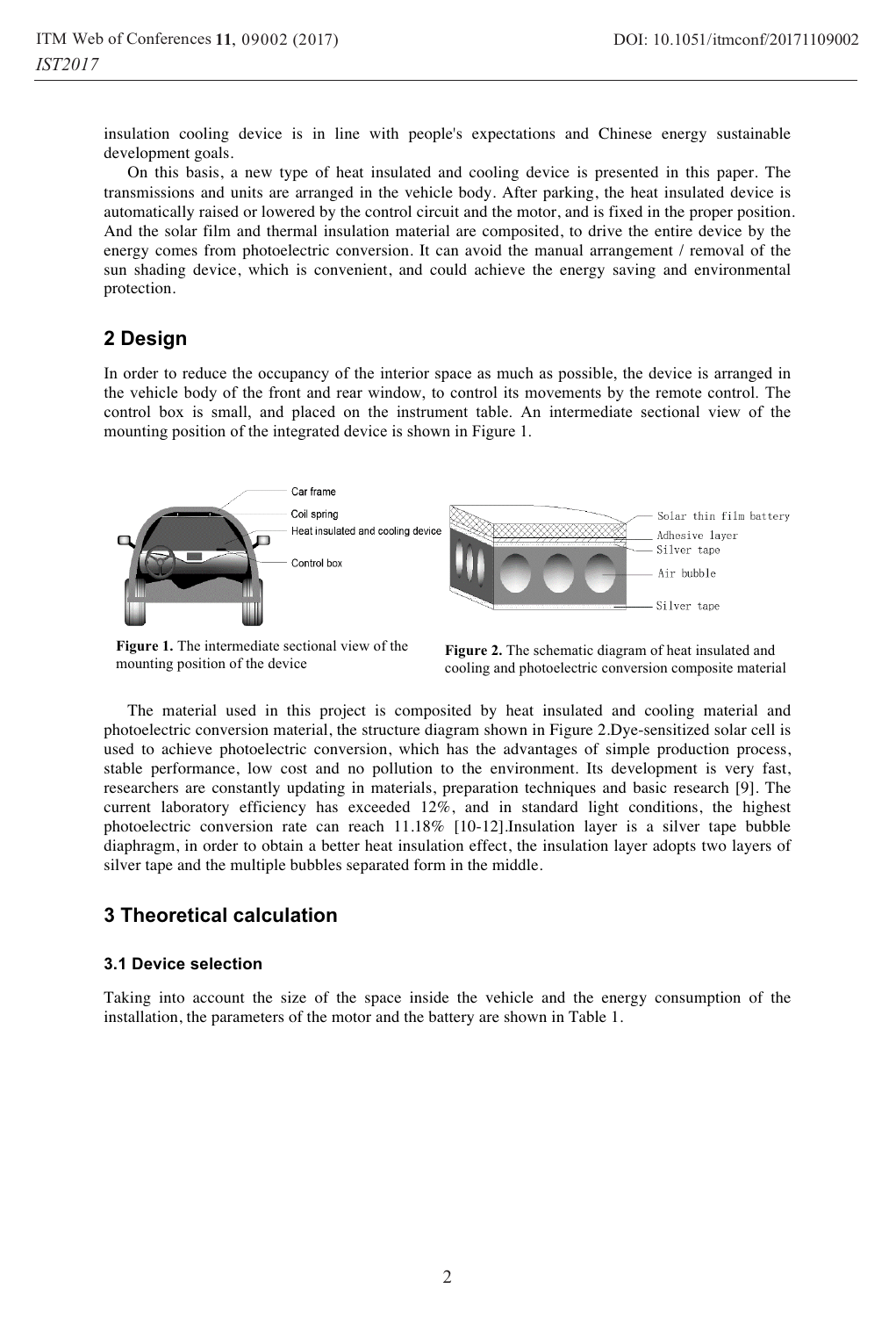insulation cooling device is in line with people's expectations and Chinese energy sustainable development goals.

On this basis, a new type of heat insulated and cooling device is presented in this paper. The transmissions and units are arranged in the vehicle body. After parking, the heat insulated device is automatically raised or lowered by the control circuit and the motor, and is fixed in the proper position. And the solar film and thermal insulation material are composited, to drive the entire device by the energy comes from photoelectric conversion. It can avoid the manual arrangement / removal of the sun shading device, which is convenient, and could achieve the energy saving and environmental protection.

## 2 Design

In order to reduce the occupancy of the interior space as much as possible, the device is arranged in the vehicle body of the front and rear window, to control its movements by the remote control. The control box is small, and placed on the instrument table. An intermediate sectional view of the mounting position of the integrated device is shown in Figure 1.

Car frame
Coil spring
Heat insulated and cooling device
Control box

**Figure 1.** The intermediate sectional view of the mounting position of the device

Solar thin film battery
Adhesive layer
Silver tape
Air bubble
Silver tape

**Figure 2.** The schematic diagram of heat insulated and cooling and photoelectric conversion composite material

The material used in this project is composited by heat insulated and cooling material and photoelectric conversion material, the structure diagram shown in Figure 2.Dye-sensitized solar cell is used to achieve photoelectric conversion, which has the advantages of simple production process, stable performance, low cost and no pollution to the environment. Its development is very fast, researchers are constantly updating in materials, preparation techniques and basic research [9]. The current laboratory efficiency has exceeded 12%, and in standard light conditions, the highest photoelectric conversion rate can reach 11.18% [10-12].Insulation layer is a silver tape bubble diaphragm, in order to obtain a better heat insulation effect, the insulation layer adopts two layers of silver tape and the multiple bubbles separated form in the middle.

## 3 Theoretical calculation

### 3.1 Device selection

Taking into account the size of the space inside the vehicle and the energy consumption of the installation, the parameters of the motor and the battery are shown in Table 1.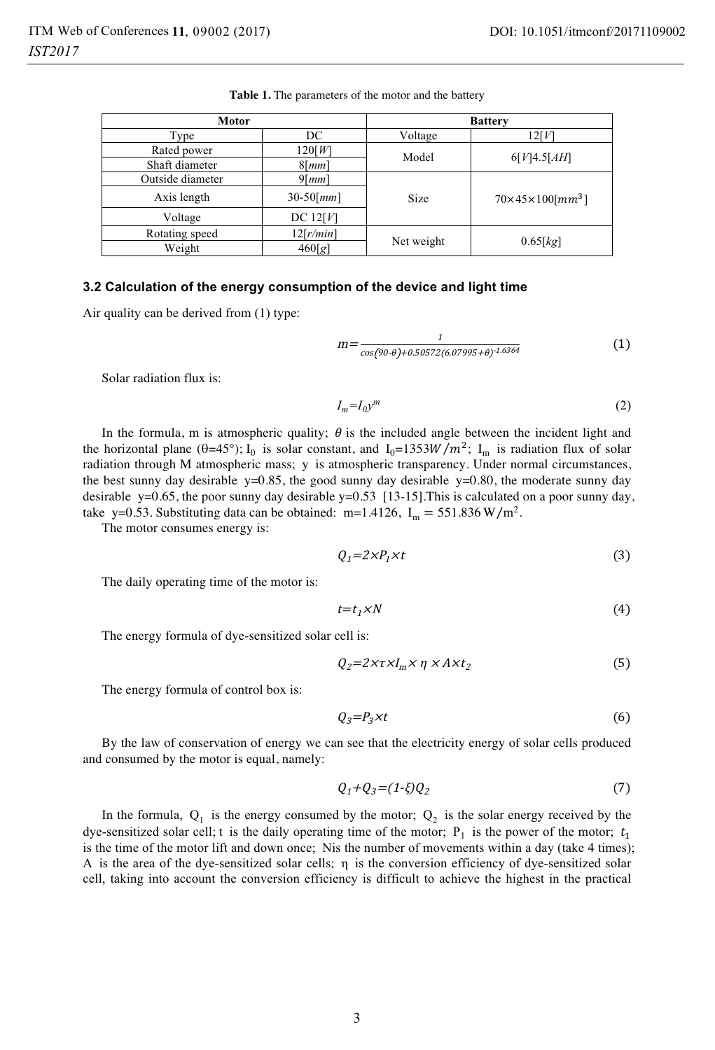**Table 1.** The parameters of the motor and the battery

| Motor | | Battery | |
|---|---|---|---|
| Type | DC | Voltage | 12[*V*] |
| Rated power | 120[*W*] | Model | 6[*V*]4.5[*AH*] |
| Shaft diameter | 8[*mm*] | | |
| Outside diameter | 9[*mm*] | Size | 70×45×100[$mm^3$] |
| Axis length | 30-50[*mm*] | | |
| Voltage | DC 12[*V*] | | |
| Rotating speed | 12[*r/min*] | Net weight | 0.65[*kg*] |
| Weight | 460[*g*] | | |

### 3.2 Calculation of the energy consumption of the device and light time

Air quality can be derived from (1) type:

$$m=\frac{1}{cos(90\text{-}\theta)+0.50572(6.07995+\theta)^{-1.6364}} \tag{1}$$

Solar radiation flux is:

$$I_m=I_0y^m \tag{2}$$

In the formula, m is atmospheric quality; $\theta$ is the included angle between the incident light and the horizontal plane (θ=45°); $I_0$ is solar constant, and $I_0$=1353$W/m^2$; $I_m$ is radiation flux of solar radiation through M atmospheric mass; y is atmospheric transparency. Under normal circumstances, the best sunny day desirable y=0.85, the good sunny day desirable y=0.80, the moderate sunny day desirable y=0.65, the poor sunny day desirable y=0.53 [13-15].This is calculated on a poor sunny day, take y=0.53. Substituting data can be obtained: m=1.4126, $I_m$ = 551.836 W/m$^2$.

The motor consumes energy is:

$$Q_1=2\times P_1\times t \tag{3}$$

The daily operating time of the motor is:

$$t=t_1\times N \tag{4}$$

The energy formula of dye-sensitized solar cell is:

$$Q_2=2\times\tau\times I_m\times \eta \times A\times t_2 \tag{5}$$

The energy formula of control box is:

$$Q_3=P_3\times t \tag{6}$$

By the law of conservation of energy we can see that the electricity energy of solar cells produced and consumed by the motor is equal, namely:

$$Q_1+Q_3=(1\text{-}\xi)Q_2 \tag{7}$$

In the formula, $Q_1$ is the energy consumed by the motor; $Q_2$ is the solar energy received by the dye-sensitized solar cell; t is the daily operating time of the motor; $P_1$ is the power of the motor; $t_1$ is the time of the motor lift and down once; Nis the number of movements within a day (take 4 times); A is the area of the dye-sensitized solar cells; η is the conversion efficiency of dye-sensitized solar cell, taking into account the conversion efficiency is difficult to achieve the highest in the practical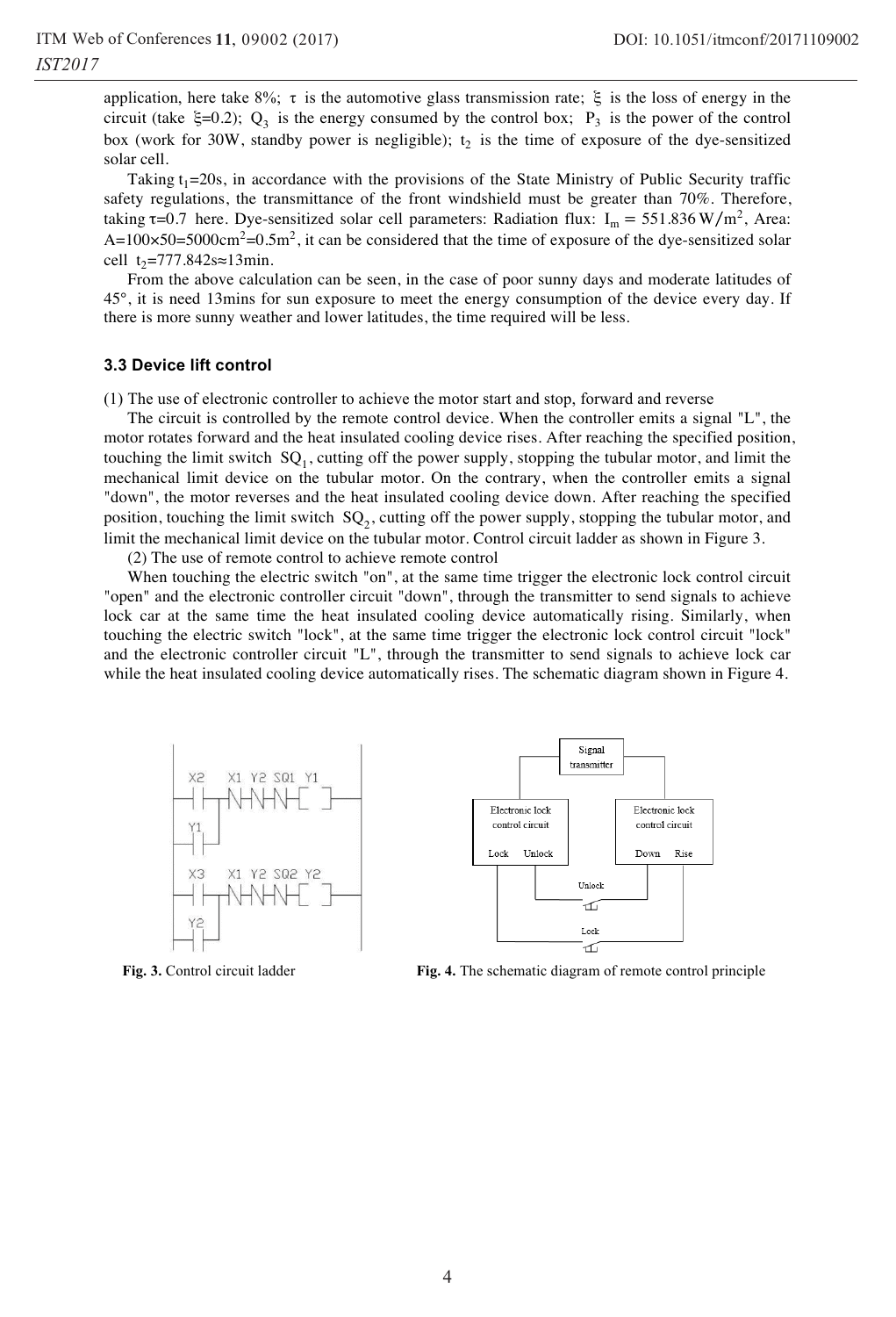application, here take 8%; $\tau$ is the automotive glass transmission rate; $\xi$ is the loss of energy in the circuit (take $\xi$=0.2); $Q_3$ is the energy consumed by the control box; $P_3$ is the power of the control box (work for 30W, standby power is negligible); $t_2$ is the time of exposure of the dye-sensitized solar cell.

Taking $t_1$=20s, in accordance with the provisions of the State Ministry of Public Security traffic safety regulations, the transmittance of the front windshield must be greater than 70%. Therefore, taking $\tau$=0.7 here. Dye-sensitized solar cell parameters: Radiation flux: $I_m = 551.836\,W/m^2$, Area: $A$=100×50=5000cm$^2$=0.5m$^2$, it can be considered that the time of exposure of the dye-sensitized solar cell $t_2$=777.842s≈13min.

From the above calculation can be seen, in the case of poor sunny days and moderate latitudes of 45°, it is need 13mins for sun exposure to meet the energy consumption of the device every day. If there is more sunny weather and lower latitudes, the time required will be less.

### 3.3 Device lift control

(1) The use of electronic controller to achieve the motor start and stop, forward and reverse

The circuit is controlled by the remote control device. When the controller emits a signal "L", the motor rotates forward and the heat insulated cooling device rises. After reaching the specified position, touching the limit switch $SQ_1$, cutting off the power supply, stopping the tubular motor, and limit the mechanical limit device on the tubular motor. On the contrary, when the controller emits a signal "down", the motor reverses and the heat insulated cooling device down. After reaching the specified position, touching the limit switch $SQ_2$, cutting off the power supply, stopping the tubular motor, and limit the mechanical limit device on the tubular motor. Control circuit ladder as shown in Figure 3.

(2) The use of remote control to achieve remote control

When touching the electric switch "on", at the same time trigger the electronic lock control circuit "open" and the electronic controller circuit "down", through the transmitter to send signals to achieve lock car at the same time the heat insulated cooling device automatically rising. Similarly, when touching the electric switch "lock", at the same time trigger the electronic lock control circuit "lock" and the electronic controller circuit "L", through the transmitter to send signals to achieve lock car while the heat insulated cooling device automatically rises. The schematic diagram shown in Figure 4.

X2 X1 Y2 SQ1 Y1

Y1

X3 X1 Y2 SQ2 Y2

Y2

**Fig. 3.** Control circuit ladder

Signal transmitter

Electronic lock control circuit

Lock Unlock

Electronic lock control circuit

Down Rise

Unlock

Lock

**Fig. 4.** The schematic diagram of remote control principle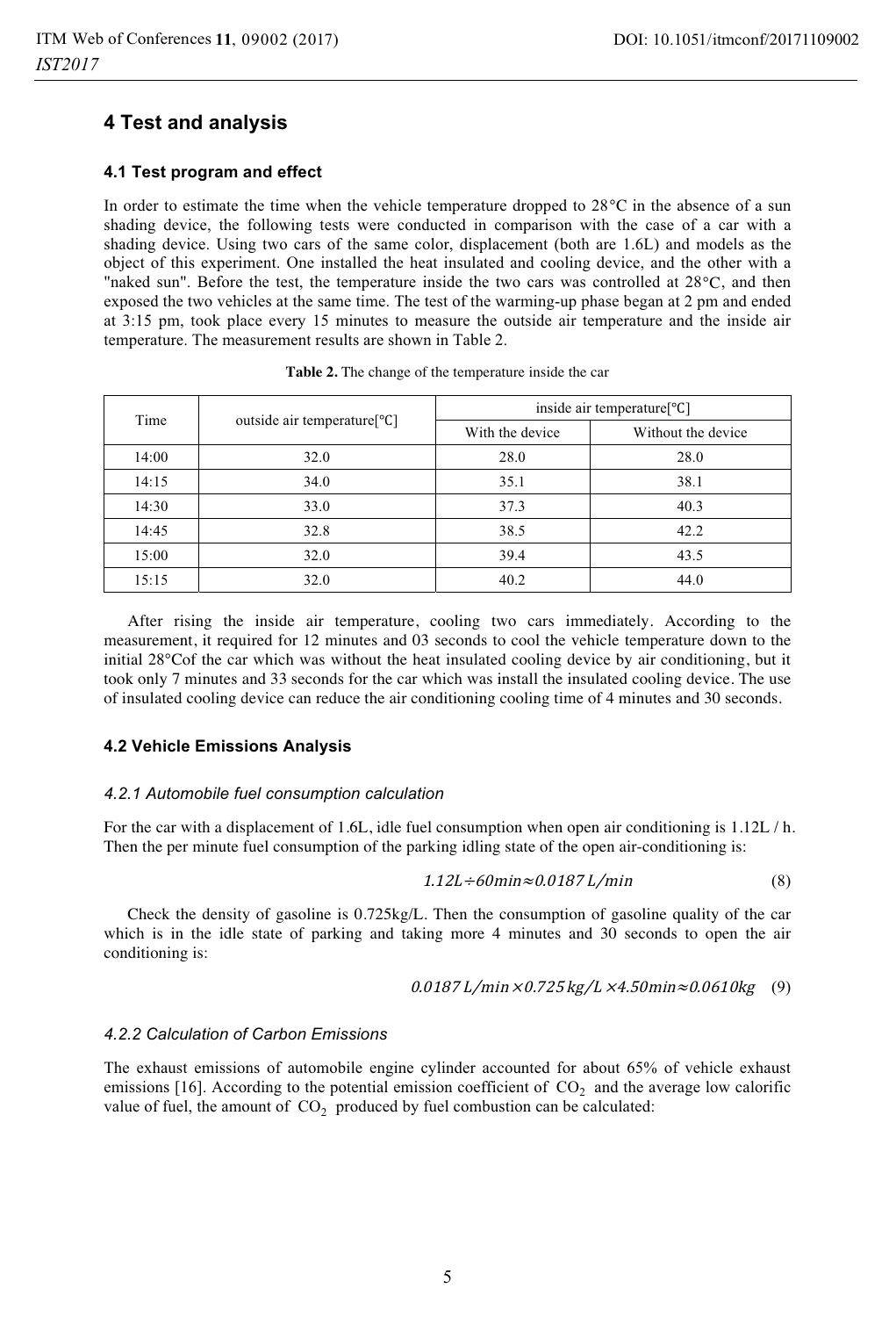## 4 Test and analysis

### 4.1 Test program and effect

In order to estimate the time when the vehicle temperature dropped to 28°C in the absence of a sun shading device, the following tests were conducted in comparison with the case of a car with a shading device. Using two cars of the same color, displacement (both are 1.6L) and models as the object of this experiment. One installed the heat insulated and cooling device, and the other with a "naked sun". Before the test, the temperature inside the two cars was controlled at 28°C, and then exposed the two vehicles at the same time. The test of the warming-up phase began at 2 pm and ended at 3:15 pm, took place every 15 minutes to measure the outside air temperature and the inside air temperature. The measurement results are shown in Table 2.

**Table 2.** The change of the temperature inside the car

| Time | outside air temperature[℃] | inside air temperature[℃] | |
|---|---|---|---|
| | | With the device | Without the device |
| 14:00 | 32.0 | 28.0 | 28.0 |
| 14:15 | 34.0 | 35.1 | 38.1 |
| 14:30 | 33.0 | 37.3 | 40.3 |
| 14:45 | 32.8 | 38.5 | 42.2 |
| 15:00 | 32.0 | 39.4 | 43.5 |
| 15:15 | 32.0 | 40.2 | 44.0 |

After rising the inside air temperature, cooling two cars immediately. According to the measurement, it required for 12 minutes and 03 seconds to cool the vehicle temperature down to the initial 28°Cof the car which was without the heat insulated cooling device by air conditioning, but it took only 7 minutes and 33 seconds for the car which was install the insulated cooling device. The use of insulated cooling device can reduce the air conditioning cooling time of 4 minutes and 30 seconds.

### 4.2 Vehicle Emissions Analysis

#### *4.2.1 Automobile fuel consumption calculation*

For the car with a displacement of 1.6L, idle fuel consumption when open air conditioning is 1.12L / h. Then the per minute fuel consumption of the parking idling state of the open air-conditioning is:

$$1.12L \div 60min \approx 0.0187\,L/min \tag{8}$$

Check the density of gasoline is 0.725kg/L. Then the consumption of gasoline quality of the car which is in the idle state of parking and taking more 4 minutes and 30 seconds to open the air conditioning is:

$$0.0187\,L/min \times 0.725\,kg/L \times 4.50min \approx 0.0610kg \tag{9}$$

#### *4.2.2 Calculation of Carbon Emissions*

The exhaust emissions of automobile engine cylinder accounted for about 65% of vehicle exhaust emissions [16]. According to the potential emission coefficient of $CO_2$ and the average low calorific value of fuel, the amount of $CO_2$ produced by fuel combustion can be calculated: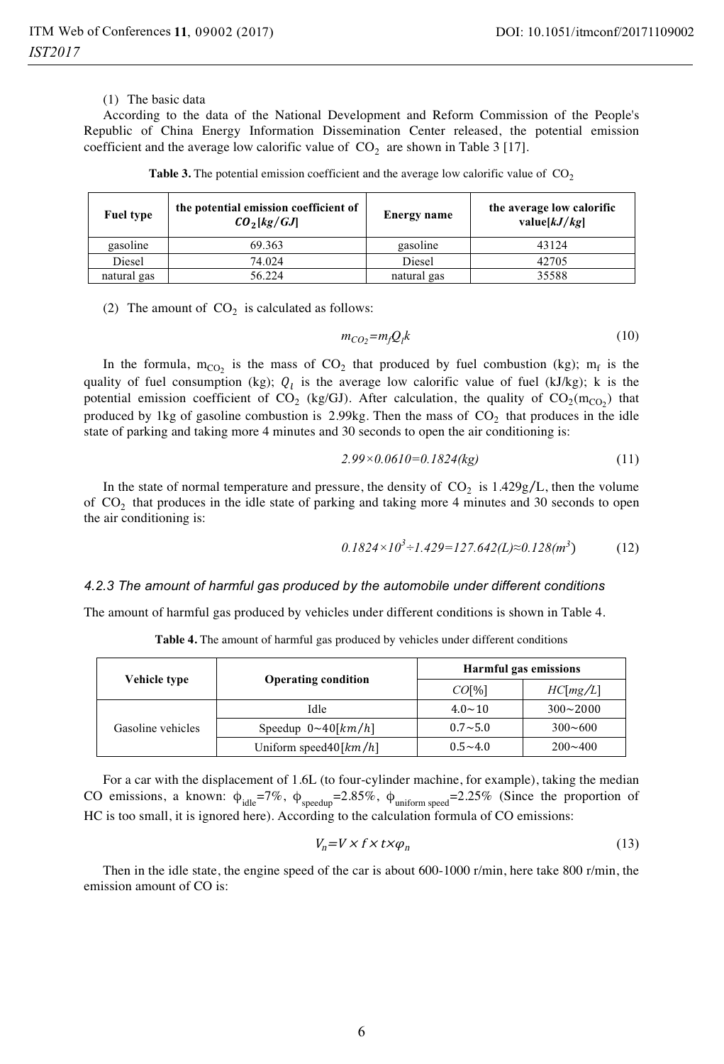(1) The basic data

According to the data of the National Development and Reform Commission of the People's Republic of China Energy Information Dissemination Center released, the potential emission coefficient and the average low calorific value of $CO_2$ are shown in Table 3 [17].

**Table 3.** The potential emission coefficient and the average low calorific value of $CO_2$

| Fuel type | the potential emission coefficient of $CO_2[kg/GJ]$ | Energy name | the average low calorific value$[kJ/kg]$ |
|---|---|---|---|
| gasoline | 69.363 | gasoline | 43124 |
| Diesel | 74.024 | Diesel | 42705 |
| natural gas | 56.224 | natural gas | 35588 |

(2) The amount of $CO_2$ is calculated as follows:

$$m_{CO_2}=m_f Q_l k \tag{10}$$

In the formula, $m_{CO_2}$ is the mass of $CO_2$ that produced by fuel combustion (kg); $m_f$ is the quality of fuel consumption (kg); $Q_l$ is the average low calorific value of fuel (kJ/kg); k is the potential emission coefficient of $CO_2$ (kg/GJ). After calculation, the quality of $CO_2(m_{CO_2})$ that produced by 1kg of gasoline combustion is 2.99kg. Then the mass of $CO_2$ that produces in the idle state of parking and taking more 4 minutes and 30 seconds to open the air conditioning is:

$$2.99\times 0.0610=0.1824(kg) \tag{11}$$

In the state of normal temperature and pressure, the density of $CO_2$ is 1.429g/L, then the volume of $CO_2$ that produces in the idle state of parking and taking more 4 minutes and 30 seconds to open the air conditioning is:

$$0.1824\times 10^3\div 1.429=127.642(L)\approx 0.128(m^3) \tag{12}$$

### *4.2.3 The amount of harmful gas produced by the automobile under different conditions*

The amount of harmful gas produced by vehicles under different conditions is shown in Table 4.

**Table 4.** The amount of harmful gas produced by vehicles under different conditions

| Vehicle type | Operating condition | Harmful gas emissions | |
|---|---|---|---|
| | | $CO[\%]$ | $HC[mg/L]$ |
| Gasoline vehicles | Idle | 4.0～10 | 300～2000 |
| | Speedup 0～40$[km/h]$ | 0.7～5.0 | 300～600 |
| | Uniform speed40$[km/h]$ | 0.5～4.0 | 200～400 |

For a car with the displacement of 1.6L (to four-cylinder machine, for example), taking the median CO emissions, a known: $\phi_{idle}=7\%$, $\phi_{speedup}=2.85\%$, $\phi_{uniform\ speed}=2.25\%$ (Since the proportion of HC is too small, it is ignored here). According to the calculation formula of CO emissions:

$$V_n=V\times f\times t\times\varphi_n \tag{13}$$

Then in the idle state, the engine speed of the car is about 600-1000 r/min, here take 800 r/min, the emission amount of CO is: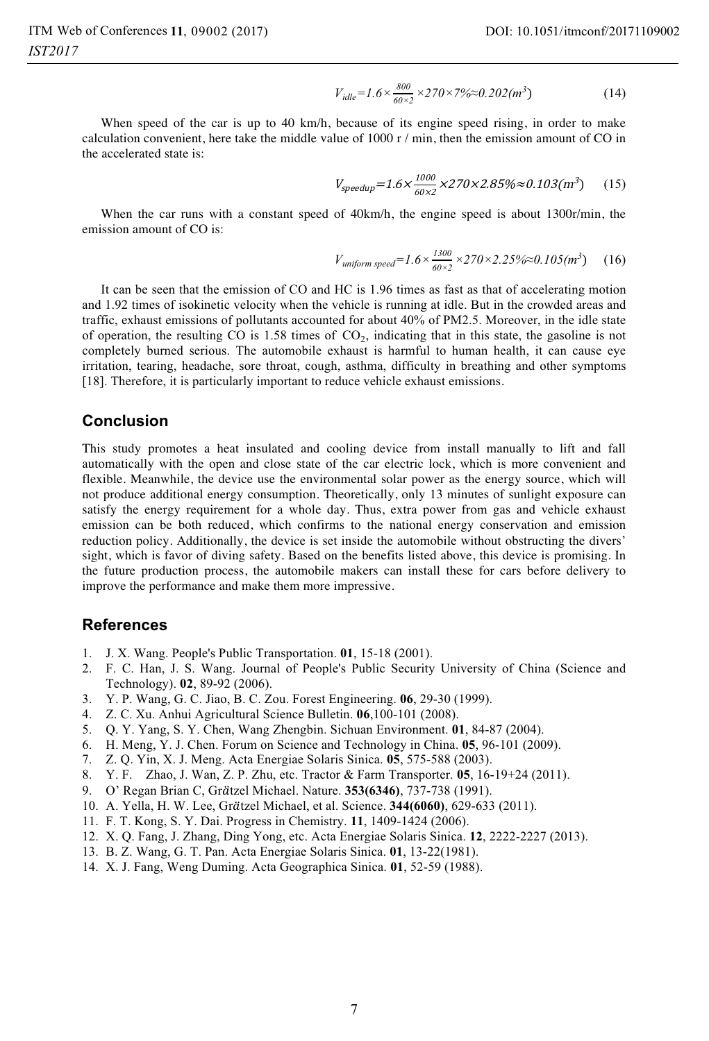$$V_{idle}=1.6\times\frac{800}{60\times2}\times270\times7\%\approx0.202(m^3) \quad (14)$$

When speed of the car is up to 40 km/h, because of its engine speed rising, in order to make calculation convenient, here take the middle value of 1000 r / min, then the emission amount of CO in the accelerated state is:

$$V_{speedup}=1.6\times\frac{1000}{60\times2}\times270\times2.85\%\approx0.103(m^3) \quad (15)$$

When the car runs with a constant speed of 40km/h, the engine speed is about 1300r/min, the emission amount of CO is:

$$V_{uniform\ speed}=1.6\times\frac{1300}{60\times2}\times270\times2.25\%\approx0.105(m^3) \quad (16)$$

It can be seen that the emission of CO and HC is 1.96 times as fast as that of accelerating motion and 1.92 times of isokinetic velocity when the vehicle is running at idle. But in the crowded areas and traffic, exhaust emissions of pollutants accounted for about 40% of PM2.5. Moreover, in the idle state of operation, the resulting CO is 1.58 times of $CO_2$, indicating that in this state, the gasoline is not completely burned serious. The automobile exhaust is harmful to human health, it can cause eye irritation, tearing, headache, sore throat, cough, asthma, difficulty in breathing and other symptoms [18]. Therefore, it is particularly important to reduce vehicle exhaust emissions.

## Conclusion

This study promotes a heat insulated and cooling device from install manually to lift and fall automatically with the open and close state of the car electric lock, which is more convenient and flexible. Meanwhile, the device use the environmental solar power as the energy source, which will not produce additional energy consumption. Theoretically, only 13 minutes of sunlight exposure can satisfy the energy requirement for a whole day. Thus, extra power from gas and vehicle exhaust emission can be both reduced, which confirms to the national energy conservation and emission reduction policy. Additionally, the device is set inside the automobile without obstructing the divers' sight, which is favor of diving safety. Based on the benefits listed above, this device is promising. In the future production process, the automobile makers can install these for cars before delivery to improve the performance and make them more impressive.

## References

1. J. X. Wang. People's Public Transportation. **01**, 15-18 (2001).
2. F. C. Han, J. S. Wang. Journal of People's Public Security University of China (Science and Technology). **02**, 89-92 (2006).
3. Y. P. Wang, G. C. Jiao, B. C. Zou. Forest Engineering. **06**, 29-30 (1999).
4. Z. C. Xu. Anhui Agricultural Science Bulletin. **06**,100-101 (2008).
5. Q. Y. Yang, S. Y. Chen, Wang Zhengbin. Sichuan Environment. **01**, 84-87 (2004).
6. H. Meng, Y. J. Chen. Forum on Science and Technology in China. **05**, 96-101 (2009).
7. Z. Q. Yin, X. J. Meng. Acta Energiae Solaris Sinica. **05**, 575-588 (2003).
8. Y. F. Zhao, J. Wan, Z. P. Zhu, etc. Tractor & Farm Transporter. **05**, 16-19+24 (2011).
9. O' Regan Brian C, Grätzel Michael. Nature. **353(6346)**, 737-738 (1991).
10. A. Yella, H. W. Lee, Grätzel Michael, et al. Science. **344(6060)**, 629-633 (2011).
11. F. T. Kong, S. Y. Dai. Progress in Chemistry. **11**, 1409-1424 (2006).
12. X. Q. Fang, J. Zhang, Ding Yong, etc. Acta Energiae Solaris Sinica. **12**, 2222-2227 (2013).
13. B. Z. Wang, G. T. Pan. Acta Energiae Solaris Sinica. **01**, 13-22(1981).
14. X. J. Fang, Weng Duming. Acta Geographica Sinica. **01**, 52-59 (1988).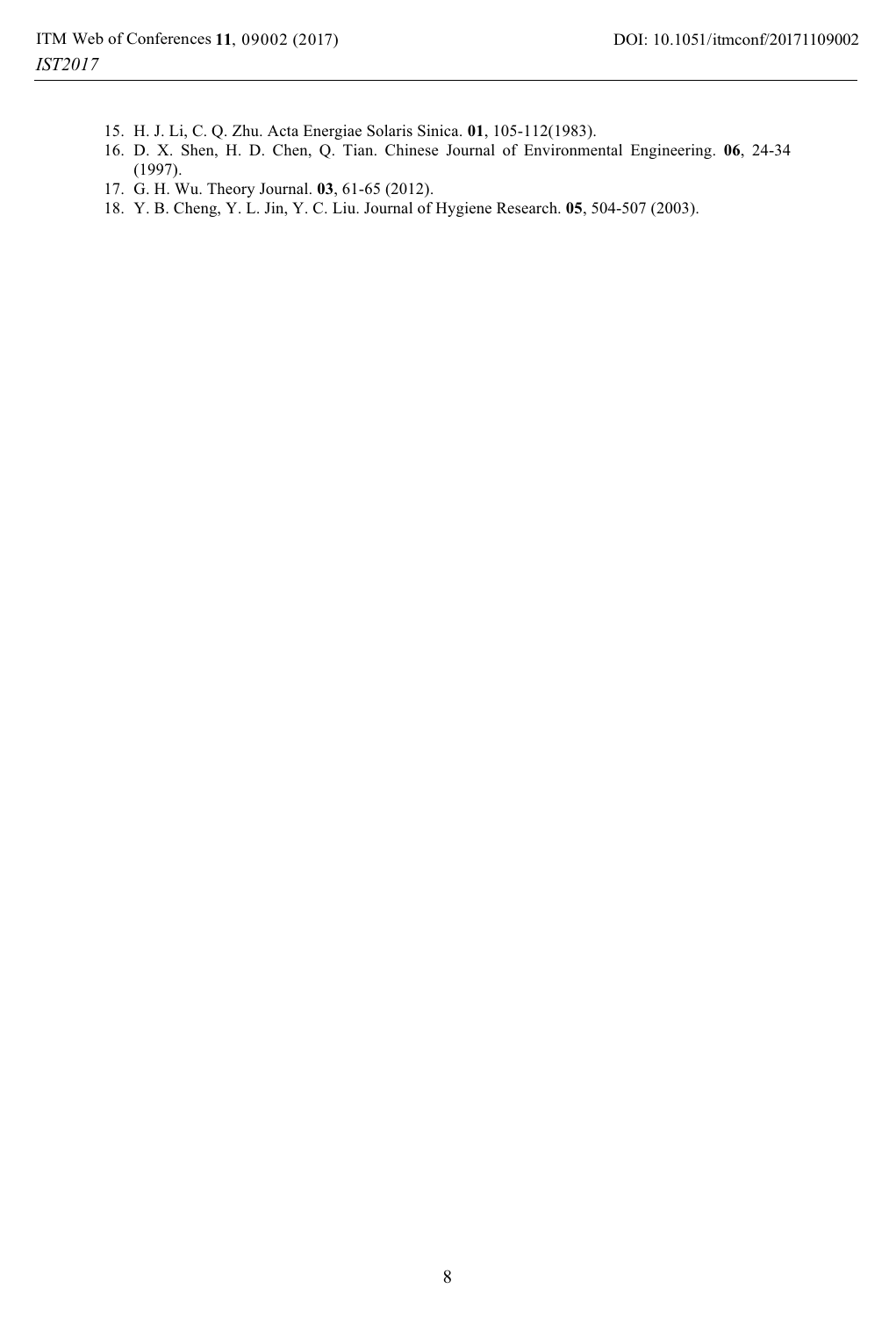15. H. J. Li, C. Q. Zhu. Acta Energiae Solaris Sinica. **01**, 105-112(1983).
16. D. X. Shen, H. D. Chen, Q. Tian. Chinese Journal of Environmental Engineering. **06**, 24-34 (1997).
17. G. H. Wu. Theory Journal. **03**, 61-65 (2012).
18. Y. B. Cheng, Y. L. Jin, Y. C. Liu. Journal of Hygiene Research. **05**, 504-507 (2003).